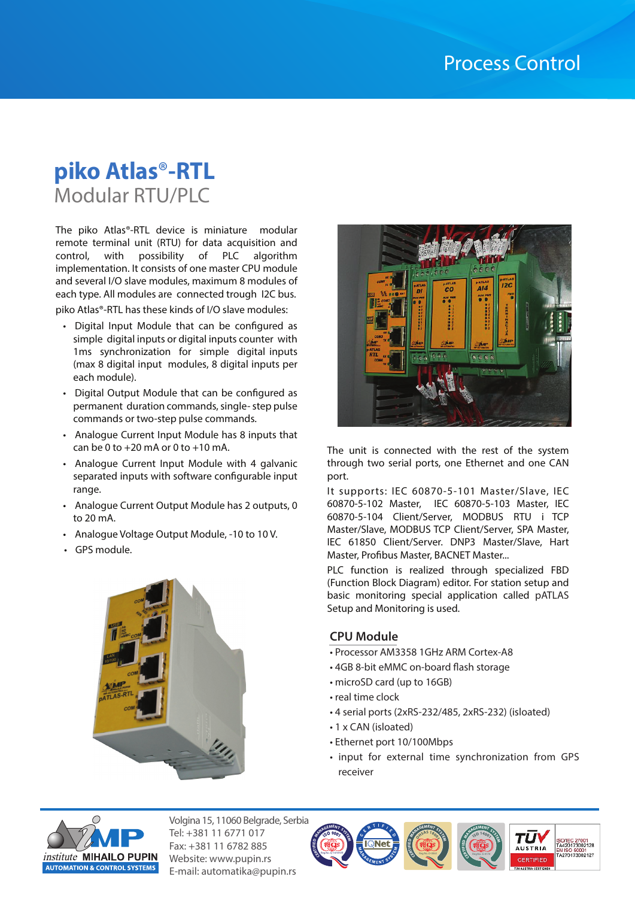# piko Atlas®-RTL

## Modular RTU/PLC

The piko Atlas®-RTL device is miniature modular remote terminal unit (RTU) for data acquisition and control, with possibility of PLC algorithm implementation. It consists of one master CPU module and several I/O slave modules, maximum 8 modules of each type. All modules are connected trough I2C bus.

piko Atlas®-RTL has these kinds of I/O slave modules:

- Digital Input Module that can be configured as simple digital inputs or digital inputs counter with 1ms synchronization for simple digital inputs (max 8 digital input modules, 8 digital inputs per each module).
- Digital Output Module that can be configured as permanent duration commands, single- step pulse commands or two-step pulse commands.
- Analogue Current Input Module has 8 inputs that can be 0 to +20 mA or 0 to +10 mA.
- Analogue Current Input Module with 4 galvanic separated inputs with software configurable input range.
- Analogue Current Output Module has 2 outputs, 0 to 20 mA.
- Analogue Voltage Output Module, -10 to 10 V.
- GPS module.

The unit is connected with the rest of the system through two serial ports, one Ethernet and one CAN port.

It supports: IEC 60870-5-101 Master/Slave, IEC 60870-5-102 Master, IEC 60870-5-103 Master, IEC 60870-5-104 Client/Server, MODBUS RTU i TCP Master/Slave, MODBUS TCP Client/Server, SPA Master, IEC 61850 Client/Server. DNP3 Master/Slave, Hart Master, Profibus Master, BACNET Master...

PLC function is realized through specialized FBD (Function Block Diagram) editor. For station setup and basic monitoring special application called pATLAS Setup and Monitoring is used.

### CPU Module

- Processor AM3358 1GHz ARM Cortex-A8
- 4GB 8-bit eMMC on-board flash storage
- microSD card (up to 16GB)
- real time clock
- 4 serial ports (2xRS-232/485, 2xRS-232) (isolated)
- 1 x CAN (isolated)
- Ethernet port 10/100Mbps
- input for external time synchronization from GPS receiver

institute MIHAILO PUPIN
AUTOMATION & CONTROL SYSTEMS

Volgina 15, 11060 Belgrade, Serbia
Tel: +381 11 6771 017
Fax: +381 11 6782 885
Website: www.pupin.rs
E-mail: automatika@pupin.rs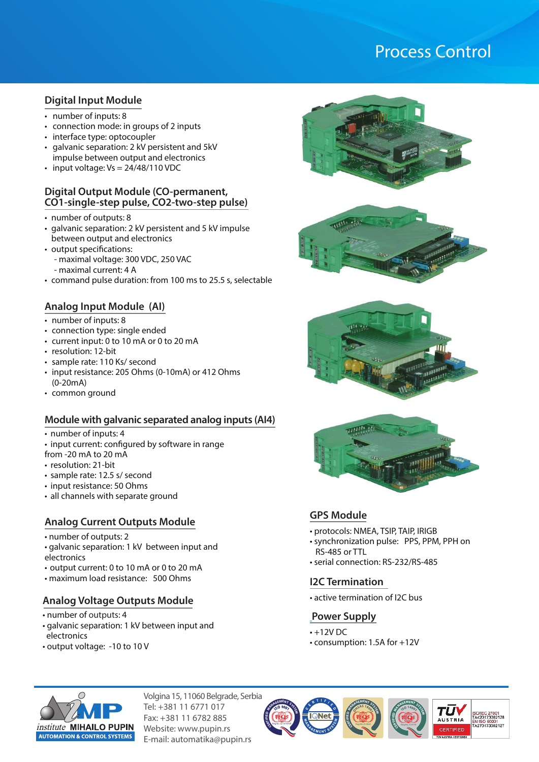# Process Control

## Digital Input Module

- number of inputs: 8
- connection mode: in groups of 2 inputs
- interface type: optocoupler
- galvanic separation: 2 kV persistent and 5kV impulse between output and electronics
- input voltage: Vs = 24/48/110 VDC

## Digital Output Module (CO-permanent, CO1-single-step pulse, CO2-two-step pulse)

- number of outputs: 8
- galvanic separation: 2 kV persistent and 5 kV impulse between output and electronics
- output specifications:
  - maximal voltage: 300 VDC, 250 VAC
  - maximal current: 4 A
- command pulse duration: from 100 ms to 25.5 s, selectable

## Analog Input Module (AI)

- number of inputs: 8
- connection type: single ended
- current input: 0 to 10 mA or 0 to 20 mA
- resolution: 12-bit
- sample rate: 110 Ks/ second
- input resistance: 205 Ohms (0-10mA) or 412 Ohms (0-20mA)
- common ground

## Module with galvanic separated analog inputs (AI4)

- number of inputs: 4
- input current: configured by software in range from -20 mA to 20 mA
- resolution: 21-bit
- sample rate: 12.5 s/ second
- input resistance: 50 Ohms
- all channels with separate ground

## Analog Current Outputs Module

- number of outputs: 2
- galvanic separation: 1 kV between input and electronics
- output current: 0 to 10 mA or 0 to 20 mA
- maximum load resistance: 500 Ohms

## Analog Voltage Outputs Module

- number of outputs: 4
- galvanic separation: 1 kV between input and electronics
- output voltage: -10 to 10 V

## GPS Module

- protocols: NMEA, TSIP, TAIP, IRIGB
- synchronization pulse: PPS, PPM, PPH on RS-485 or TTL
- serial connection: RS-232/RS-485

## I2C Termination

- active termination of I2C bus

## Power Supply

- +12V DC
- consumption: 1.5A for +12V

institute MIHAILO PUPIN
AUTOMATION & CONTROL SYSTEMS

Volgina 15, 11060 Belgrade, Serbia
Tel: +381 11 6771 017
Fax: +381 11 6782 885
Website: www.pupin.rs
E-mail: automatika@pupin.rs

ISO/IEC 27001 TA420173002128
EN ISO 50001 TA270173002127